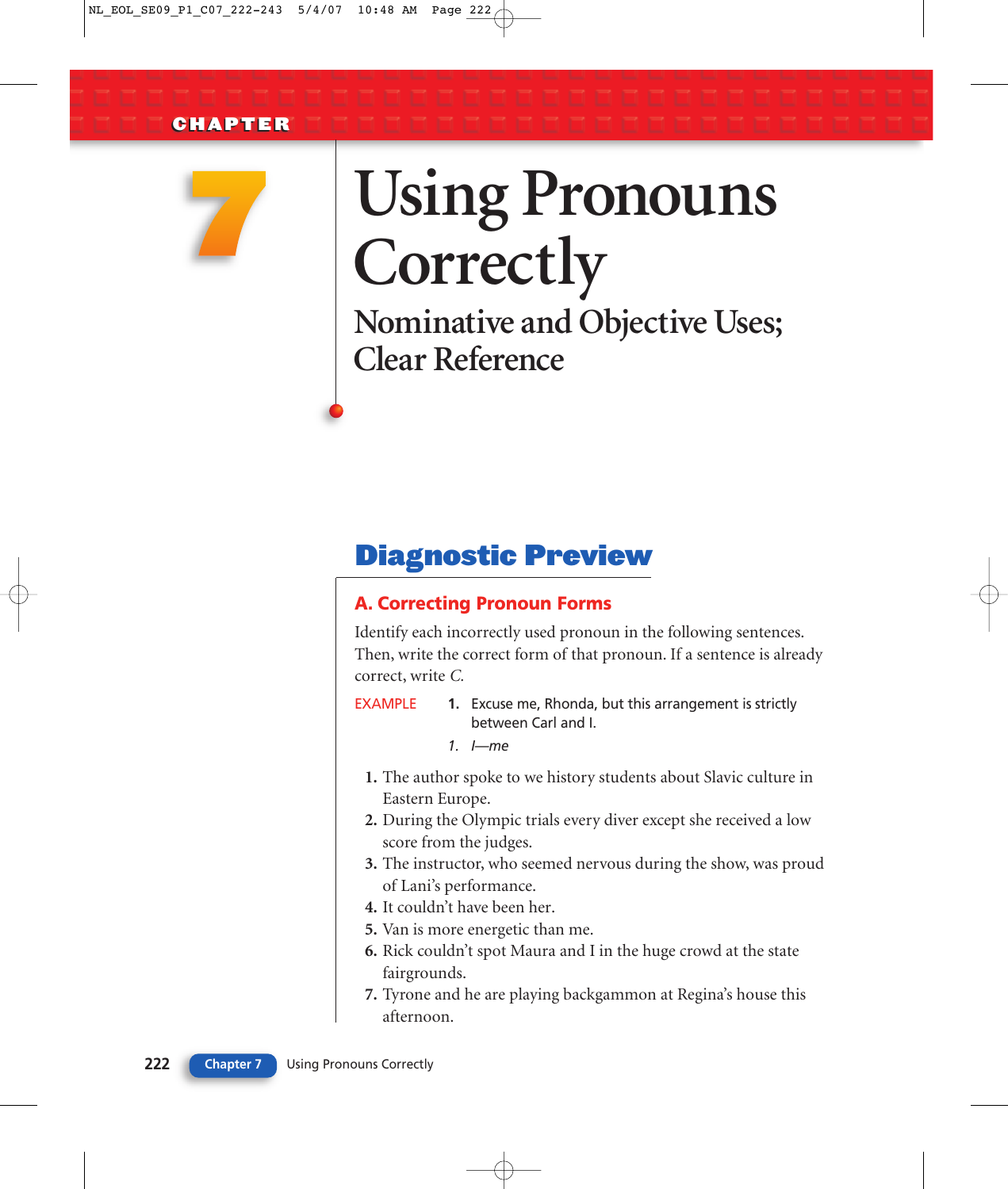CHAPTER

# 7 Using Pronouns Correctly

## Nominative and Objective Uses; Clear Reference

## Diagnostic Preview

### A. Correcting Pronoun Forms

Identify each incorrectly used pronoun in the following sentences. Then, write the correct form of that pronoun. If a sentence is already correct, write *C.*

EXAMPLE 1. Excuse me, Rhonda, but this arrangement is strictly between Carl and I.

1. *I—me*

1. The author spoke to we history students about Slavic culture in Eastern Europe.
2. During the Olympic trials every diver except she received a low score from the judges.
3. The instructor, who seemed nervous during the show, was proud of Lani's performance.
4. It couldn't have been her.
5. Van is more energetic than me.
6. Rick couldn't spot Maura and I in the huge crowd at the state fairgrounds.
7. Tyrone and he are playing backgammon at Regina's house this afternoon.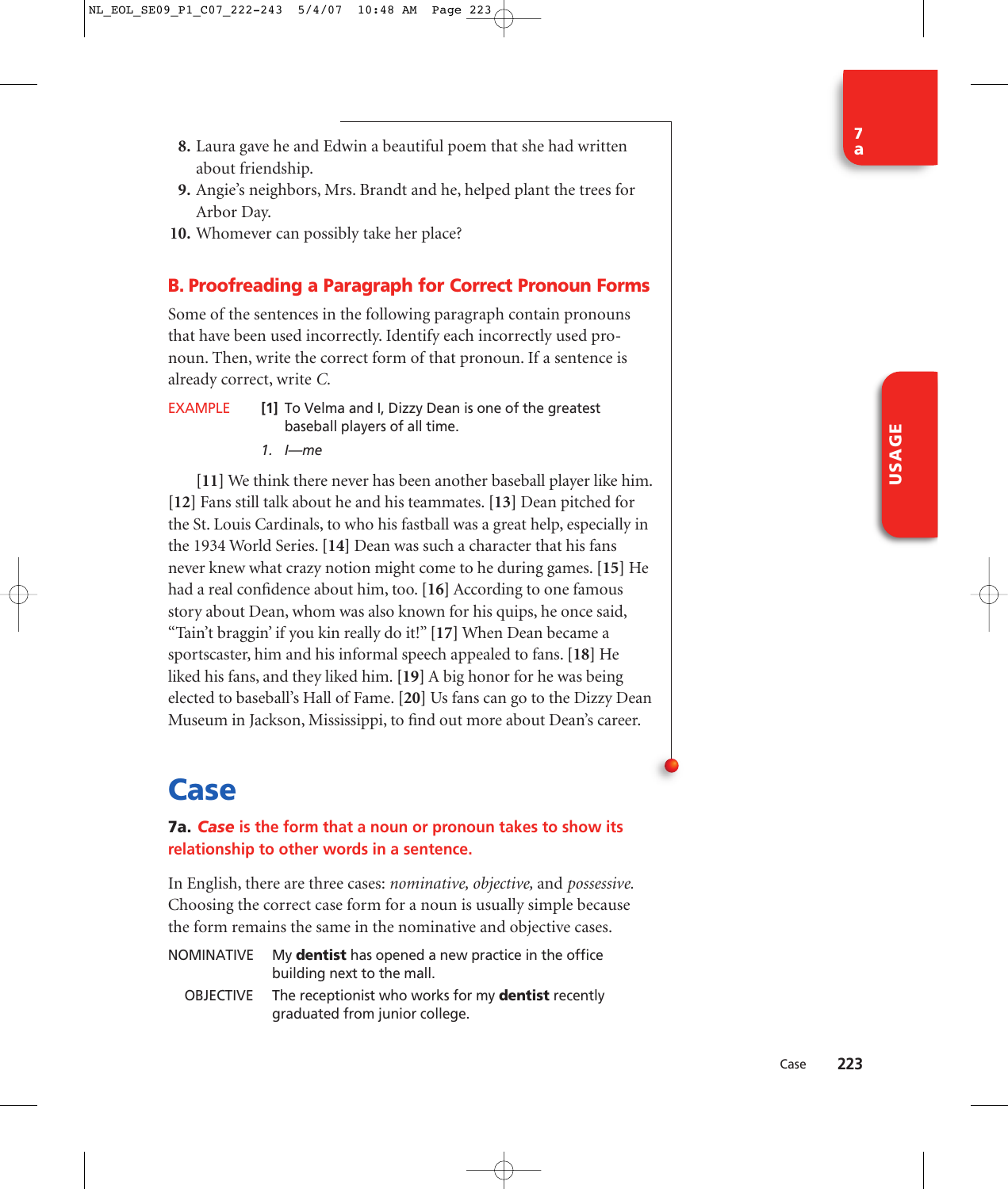8. Laura gave he and Edwin a beautiful poem that she had written about friendship.
9. Angie's neighbors, Mrs. Brandt and he, helped plant the trees for Arbor Day.
10. Whomever can possibly take her place?

## B. Proofreading a Paragraph for Correct Pronoun Forms

Some of the sentences in the following paragraph contain pronouns that have been used incorrectly. Identify each incorrectly used pronoun. Then, write the correct form of that pronoun. If a sentence is already correct, write *C.*

EXAMPLE **[1]** To Velma and I, Dizzy Dean is one of the greatest baseball players of all time.

1. *I—me*

[**11**] We think there never has been another baseball player like him. [**12**] Fans still talk about he and his teammates. [**13**] Dean pitched for the St. Louis Cardinals, to who his fastball was a great help, especially in the 1934 World Series. [**14**] Dean was such a character that his fans never knew what crazy notion might come to he during games. [**15**] He had a real confidence about him, too. [**16**] According to one famous story about Dean, whom was also known for his quips, he once said, "Tain't braggin' if you kin really do it!" [**17**] When Dean became a sportscaster, him and his informal speech appealed to fans. [**18**] He liked his fans, and they liked him. [**19**] A big honor for he was being elected to baseball's Hall of Fame. [**20**] Us fans can go to the Dizzy Dean Museum in Jackson, Mississippi, to find out more about Dean's career.

# Case

**7a. *Case* is the form that a noun or pronoun takes to show its relationship to other words in a sentence.**

In English, there are three cases: *nominative, objective,* and *possessive.* Choosing the correct case form for a noun is usually simple because the form remains the same in the nominative and objective cases.

NOMINATIVE My **dentist** has opened a new practice in the office building next to the mall.

OBJECTIVE The receptionist who works for my **dentist** recently graduated from junior college.